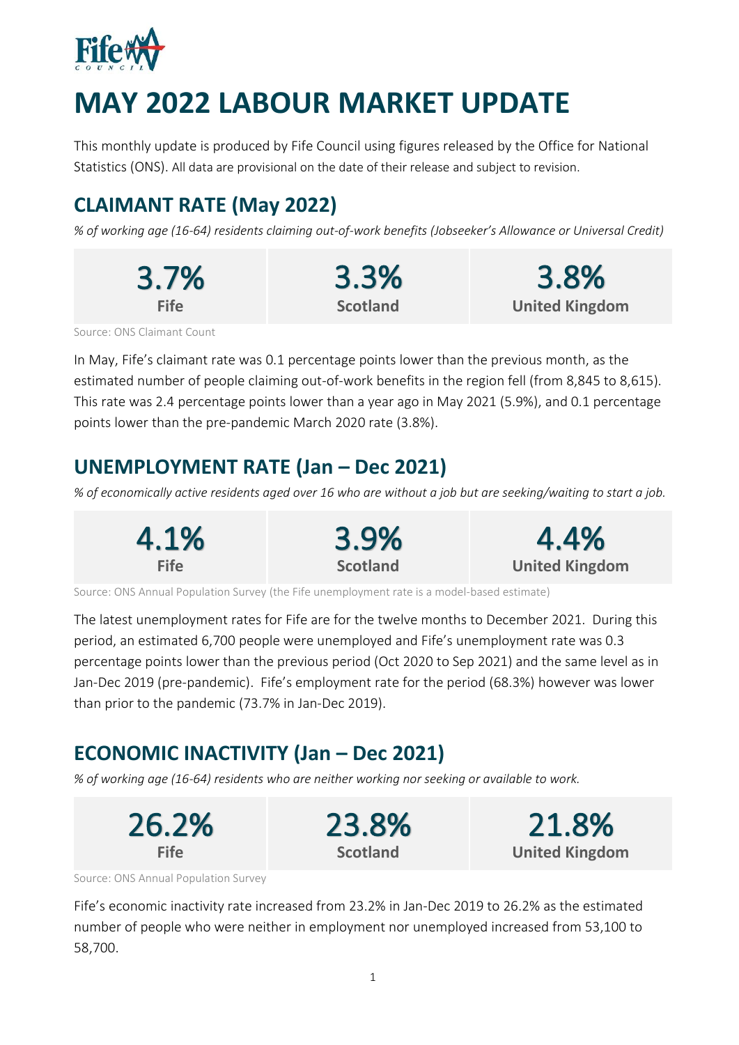# MAY 2022 LABOUR MARKET UPDATE

This monthly update is produced by Fife Council using figures released by the Office for National Statistics (ONS). All data are provisional on the date of their release and subject to revision.

## CLAIMANT RATE (May 2022)

*% of working age (16-64) residents claiming out-of-work benefits (Jobseeker's Allowance or Universal Credit)*

| Fife | Scotland | United Kingdom |
|---|---|---|
| 3.7% | 3.3% | 3.8% |

Source: ONS Claimant Count

In May, Fife's claimant rate was 0.1 percentage points lower than the previous month, as the estimated number of people claiming out-of-work benefits in the region fell (from 8,845 to 8,615). This rate was 2.4 percentage points lower than a year ago in May 2021 (5.9%), and 0.1 percentage points lower than the pre-pandemic March 2020 rate (3.8%).

## UNEMPLOYMENT RATE (Jan – Dec 2021)

*% of economically active residents aged over 16 who are without a job but are seeking/waiting to start a job.*

| Fife | Scotland | United Kingdom |
|---|---|---|
| 4.1% | 3.9% | 4.4% |

Source: ONS Annual Population Survey (the Fife unemployment rate is a model-based estimate)

The latest unemployment rates for Fife are for the twelve months to December 2021. During this period, an estimated 6,700 people were unemployed and Fife's unemployment rate was 0.3 percentage points lower than the previous period (Oct 2020 to Sep 2021) and the same level as in Jan-Dec 2019 (pre-pandemic). Fife's employment rate for the period (68.3%) however was lower than prior to the pandemic (73.7% in Jan-Dec 2019).

## ECONOMIC INACTIVITY (Jan – Dec 2021)

*% of working age (16-64) residents who are neither working nor seeking or available to work.*

| Fife | Scotland | United Kingdom |
|---|---|---|
| 26.2% | 23.8% | 21.8% |

Source: ONS Annual Population Survey

Fife's economic inactivity rate increased from 23.2% in Jan-Dec 2019 to 26.2% as the estimated number of people who were neither in employment nor unemployed increased from 53,100 to 58,700.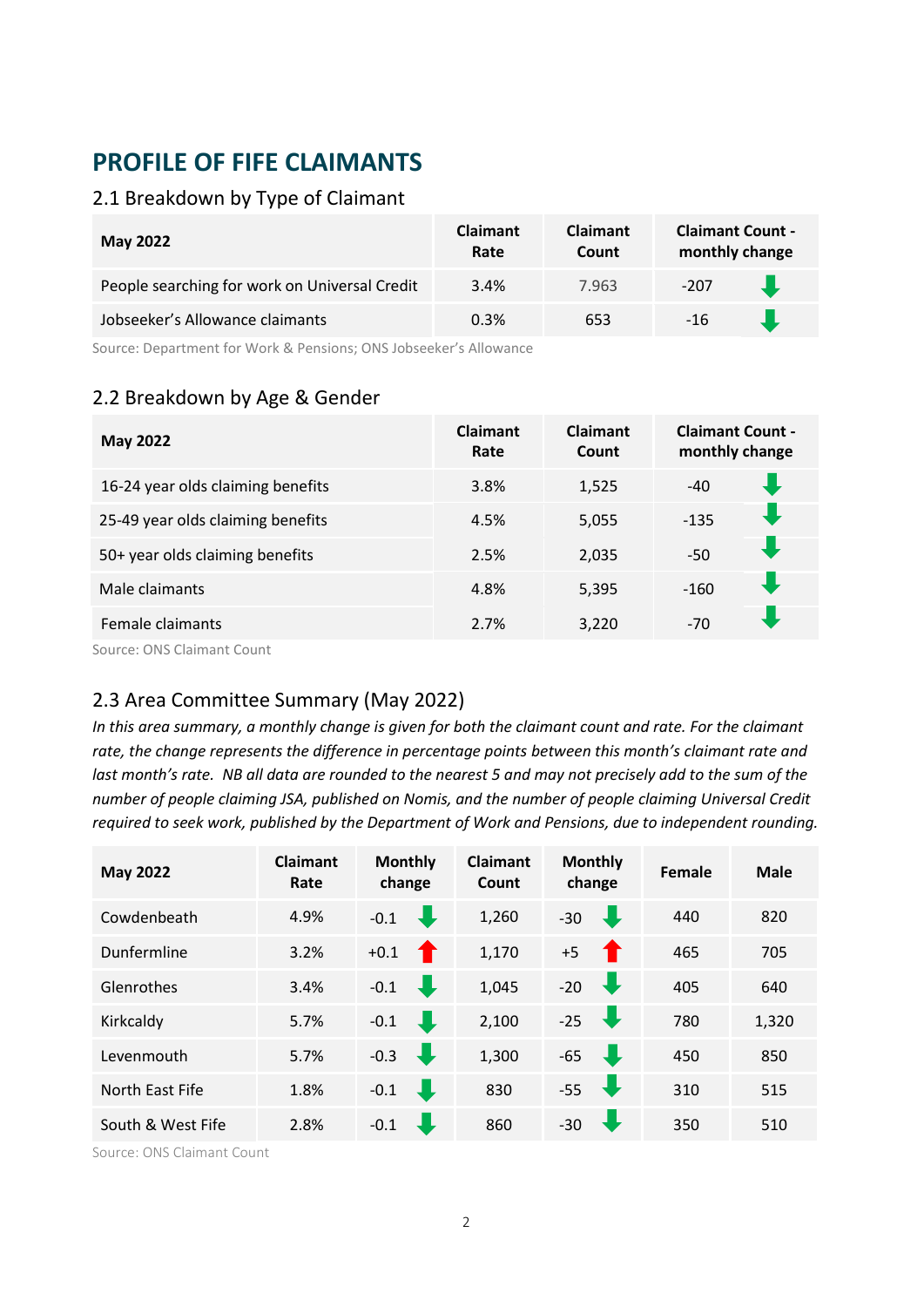# PROFILE OF FIFE CLAIMANTS

## 2.1 Breakdown by Type of Claimant

| May 2022 | Claimant Rate | Claimant Count | Claimant Count - monthly change |
|---|---|---|---|
| People searching for work on Universal Credit | 3.4% | 7.963 | -207 ⬇ |
| Jobseeker's Allowance claimants | 0.3% | 653 | -16 ⬇ |

Source: Department for Work & Pensions; ONS Jobseeker's Allowance

## 2.2 Breakdown by Age & Gender

| May 2022 | Claimant Rate | Claimant Count | Claimant Count - monthly change |
|---|---|---|---|
| 16-24 year olds claiming benefits | 3.8% | 1,525 | -40 ⬇ |
| 25-49 year olds claiming benefits | 4.5% | 5,055 | -135 ⬇ |
| 50+ year olds claiming benefits | 2.5% | 2,035 | -50 ⬇ |
| Male claimants | 4.8% | 5,395 | -160 ⬇ |
| Female claimants | 2.7% | 3,220 | -70 ⬇ |

Source: ONS Claimant Count

## 2.3 Area Committee Summary (May 2022)

*In this area summary, a monthly change is given for both the claimant count and rate. For the claimant rate, the change represents the difference in percentage points between this month's claimant rate and last month's rate. NB all data are rounded to the nearest 5 and may not precisely add to the sum of the number of people claiming JSA, published on Nomis, and the number of people claiming Universal Credit required to seek work, published by the Department of Work and Pensions, due to independent rounding.*

| May 2022 | Claimant Rate | Monthly change | Claimant Count | Monthly change | Female | Male |
|---|---|---|---|---|---|---|
| Cowdenbeath | 4.9% | -0.1 ⬇ | 1,260 | -30 ⬇ | 440 | 820 |
| Dunfermline | 3.2% | +0.1 ⬆ | 1,170 | +5 ⬆ | 465 | 705 |
| Glenrothes | 3.4% | -0.1 ⬇ | 1,045 | -20 ⬇ | 405 | 640 |
| Kirkcaldy | 5.7% | -0.1 ⬇ | 2,100 | -25 ⬇ | 780 | 1,320 |
| Levenmouth | 5.7% | -0.3 ⬇ | 1,300 | -65 ⬇ | 450 | 850 |
| North East Fife | 1.8% | -0.1 ⬇ | 830 | -55 ⬇ | 310 | 515 |
| South & West Fife | 2.8% | -0.1 ⬇ | 860 | -30 ⬇ | 350 | 510 |

Source: ONS Claimant Count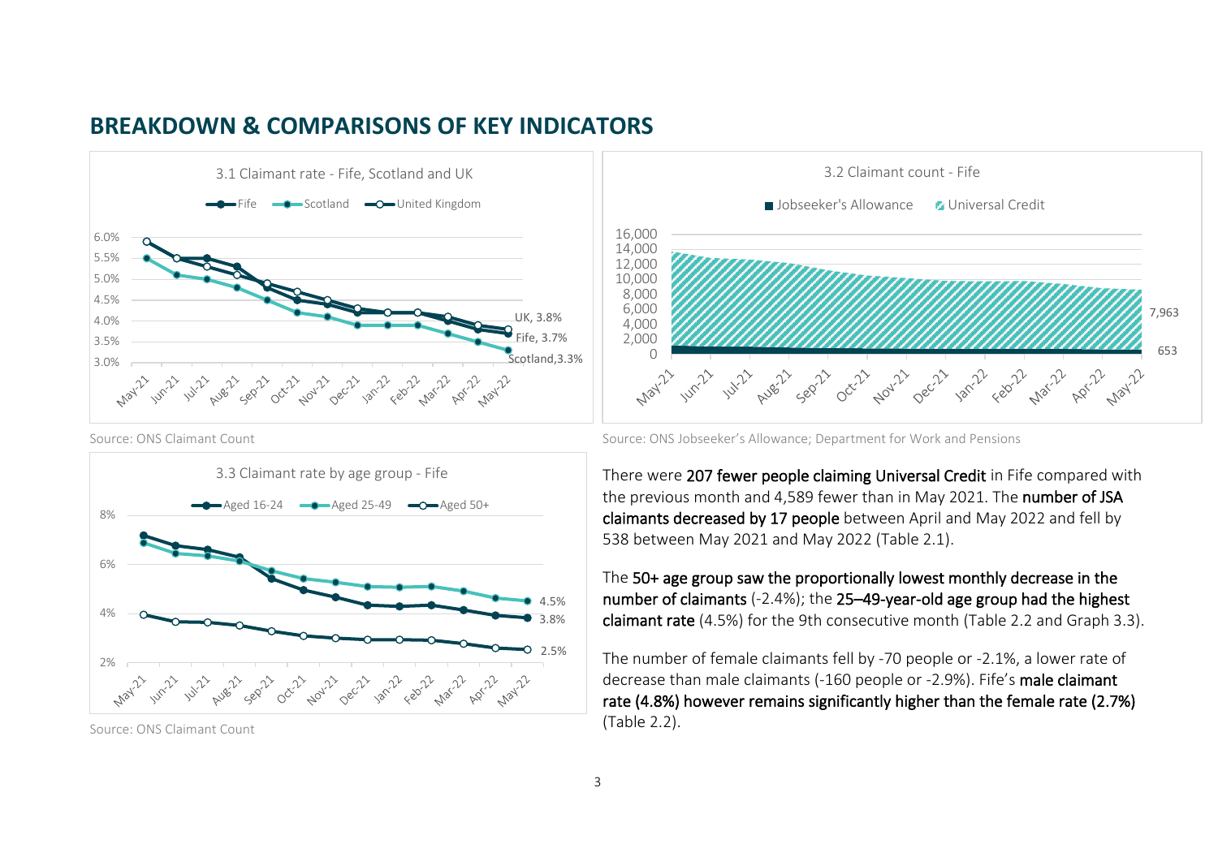## BREAKDOWN & COMPARISONS OF KEY INDICATORS

3.1 Claimant rate - Fife, Scotland and UK

Fife — Scotland — United Kingdom

UK, 3.8%
Fife, 3.7%
Scotland,3.3%

Source: ONS Claimant Count

3.2 Claimant count - Fife

Jobseeker's Allowance — Universal Credit

7,963
653

Source: ONS Jobseeker's Allowance; Department for Work and Pensions

3.3 Claimant rate by age group - Fife

Aged 16-24 — Aged 25-49 — Aged 50+

4.5%
3.8%
2.5%

Source: ONS Claimant Count

There were **207 fewer people claiming Universal Credit** in Fife compared with the previous month and 4,589 fewer than in May 2021. The **number of JSA claimants decreased by 17 people** between April and May 2022 and fell by 538 between May 2021 and May 2022 (Table 2.1).

The **50+ age group saw the proportionally lowest monthly decrease in the number of claimants** (-2.4%); the **25–49-year-old age group had the highest claimant rate** (4.5%) for the 9th consecutive month (Table 2.2 and Graph 3.3).

The number of female claimants fell by -70 people or -2.1%, a lower rate of decrease than male claimants (-160 people or -2.9%). Fife's **male claimant rate (4.8%) however remains significantly higher than the female rate (2.7%)** (Table 2.2).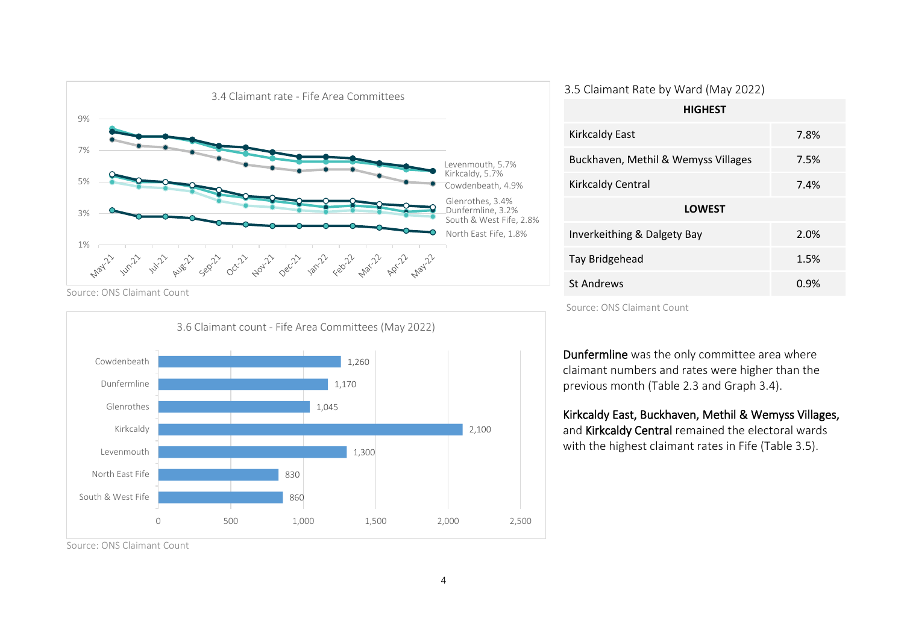### 3.4 Claimant rate - Fife Area Committees

Levenmouth, 5.7%
Kirkcaldy, 5.7%
Cowdenbeath, 4.9%
Glenrothes, 3.4%
Dunfermline, 3.2%
South & West Fife, 2.8%
North East Fife, 1.8%

Source: ONS Claimant Count

### 3.6 Claimant count - Fife Area Committees (May 2022)

| Area Committee | Claimant count |
|---|---|
| Cowdenbeath | 1,260 |
| Dunfermline | 1,170 |
| Glenrothes | 1,045 |
| Kirkcaldy | 2,100 |
| Levenmouth | 1,300 |
| North East Fife | 830 |
| South & West Fife | 860 |

Source: ONS Claimant Count

### 3.5 Claimant Rate by Ward (May 2022)

| HIGHEST | |
|---|---|
| Kirkcaldy East | 7.8% |
| Buckhaven, Methil & Wemyss Villages | 7.5% |
| Kirkcaldy Central | 7.4% |
| **LOWEST** | |
| Inverkeithing & Dalgety Bay | 2.0% |
| Tay Bridgehead | 1.5% |
| St Andrews | 0.9% |

Source: ONS Claimant Count

Dunfermline was the only committee area where claimant numbers and rates were higher than the previous month (Table 2.3 and Graph 3.4).

Kirkcaldy East, Buckhaven, Methil & Wemyss Villages, and Kirkcaldy Central remained the electoral wards with the highest claimant rates in Fife (Table 3.5).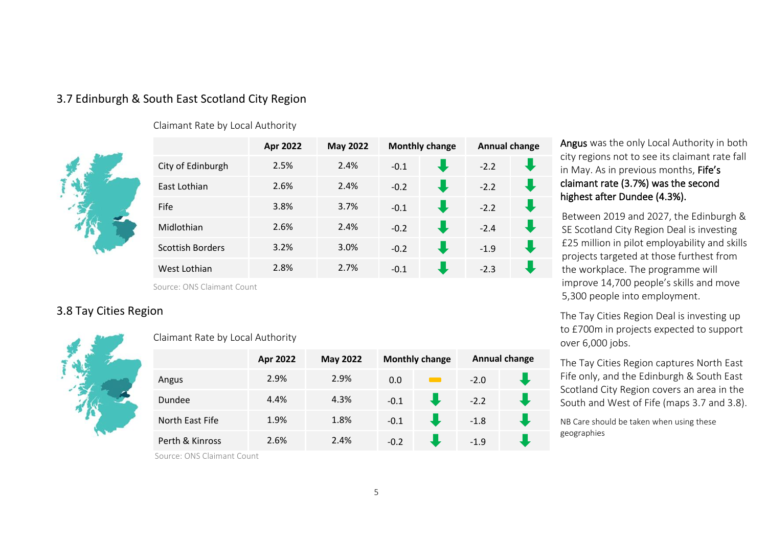## 3.7 Edinburgh & South East Scotland City Region

Claimant Rate by Local Authority

| | Apr 2022 | May 2022 | Monthly change | | Annual change | |
|---|---|---|---|---|---|---|
| City of Edinburgh | 2.5% | 2.4% | -0.1 | ⬇ | -2.2 | ⬇ |
| East Lothian | 2.6% | 2.4% | -0.2 | ⬇ | -2.2 | ⬇ |
| Fife | 3.8% | 3.7% | -0.1 | ⬇ | -2.2 | ⬇ |
| Midlothian | 2.6% | 2.4% | -0.2 | ⬇ | -2.4 | ⬇ |
| Scottish Borders | 3.2% | 3.0% | -0.2 | ⬇ | -1.9 | ⬇ |
| West Lothian | 2.8% | 2.7% | -0.1 | ⬇ | -2.3 | ⬇ |

Source: ONS Claimant Count

## 3.8 Tay Cities Region

Claimant Rate by Local Authority

| | Apr 2022 | May 2022 | Monthly change | | Annual change | |
|---|---|---|---|---|---|---|
| Angus | 2.9% | 2.9% | 0.0 | ▬ | -2.0 | ⬇ |
| Dundee | 4.4% | 4.3% | -0.1 | ⬇ | -2.2 | ⬇ |
| North East Fife | 1.9% | 1.8% | -0.1 | ⬇ | -1.8 | ⬇ |
| Perth & Kinross | 2.6% | 2.4% | -0.2 | ⬇ | -1.9 | ⬇ |

Source: ONS Claimant Count

**Angus** was the only Local Authority in both city regions not to see its claimant rate fall in May. As in previous months, **Fife's claimant rate (3.7%) was the second highest after Dundee (4.3%).**

Between 2019 and 2027, the Edinburgh & SE Scotland City Region Deal is investing £25 million in pilot employability and skills projects targeted at those furthest from the workplace. The programme will improve 14,700 people's skills and move 5,300 people into employment.

The Tay Cities Region Deal is investing up to £700m in projects expected to support over 6,000 jobs.

The Tay Cities Region captures North East Fife only, and the Edinburgh & South East Scotland City Region covers an area in the South and West of Fife (maps 3.7 and 3.8).

NB Care should be taken when using these geographies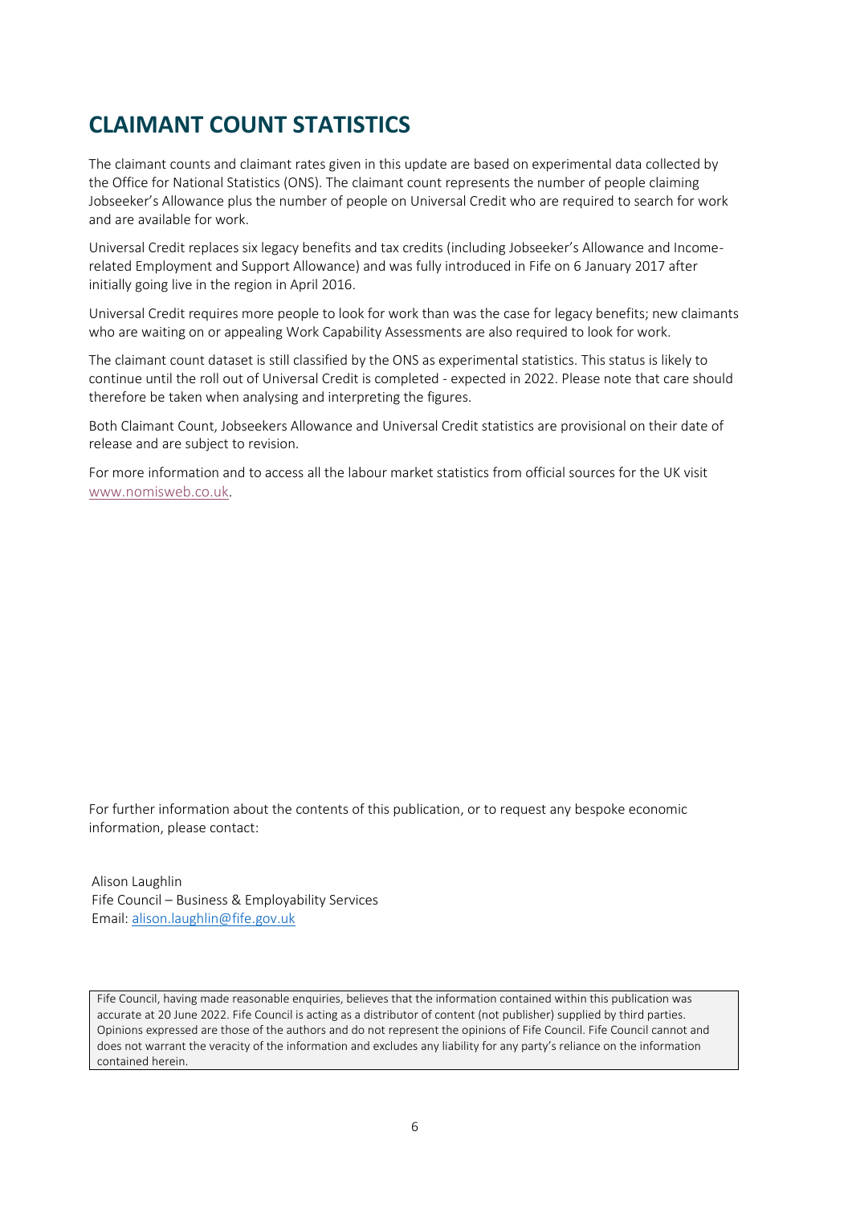# CLAIMANT COUNT STATISTICS

The claimant counts and claimant rates given in this update are based on experimental data collected by the Office for National Statistics (ONS). The claimant count represents the number of people claiming Jobseeker's Allowance plus the number of people on Universal Credit who are required to search for work and are available for work.

Universal Credit replaces six legacy benefits and tax credits (including Jobseeker's Allowance and Income-related Employment and Support Allowance) and was fully introduced in Fife on 6 January 2017 after initially going live in the region in April 2016.

Universal Credit requires more people to look for work than was the case for legacy benefits; new claimants who are waiting on or appealing Work Capability Assessments are also required to look for work.

The claimant count dataset is still classified by the ONS as experimental statistics. This status is likely to continue until the roll out of Universal Credit is completed - expected in 2022. Please note that care should therefore be taken when analysing and interpreting the figures.

Both Claimant Count, Jobseekers Allowance and Universal Credit statistics are provisional on their date of release and are subject to revision.

For more information and to access all the labour market statistics from official sources for the UK visit [www.nomisweb.co.uk](http://www.nomisweb.co.uk).

For further information about the contents of this publication, or to request any bespoke economic information, please contact:

Alison Laughlin
Fife Council – Business & Employability Services
Email: [alison.laughlin@fife.gov.uk](mailto:alison.laughlin@fife.gov.uk)

Fife Council, having made reasonable enquiries, believes that the information contained within this publication was accurate at 20 June 2022. Fife Council is acting as a distributor of content (not publisher) supplied by third parties. Opinions expressed are those of the authors and do not represent the opinions of Fife Council. Fife Council cannot and does not warrant the veracity of the information and excludes any liability for any party's reliance on the information contained herein.